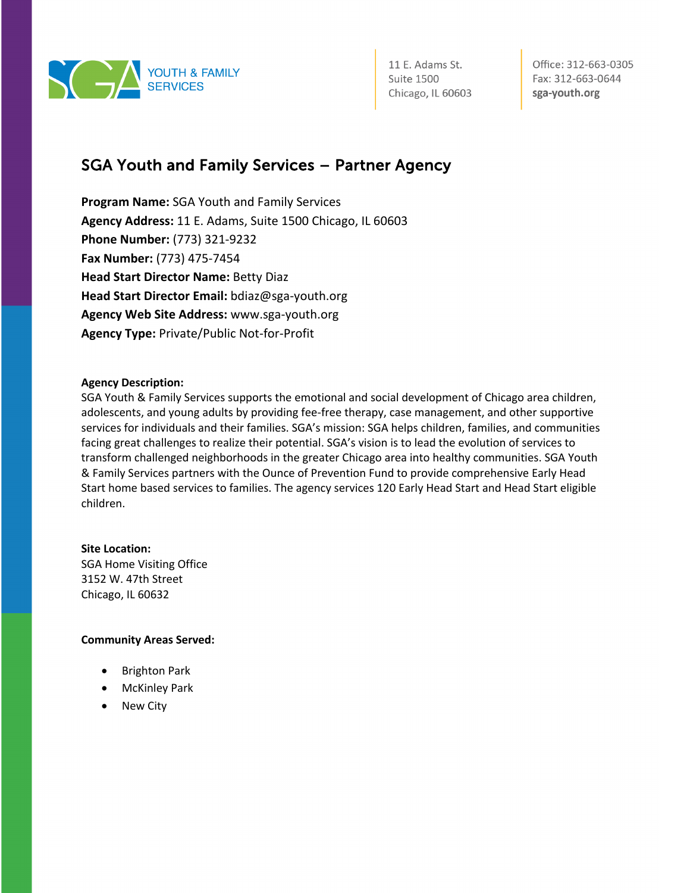YOUTH & FAMILY SERVICES

11 E. Adams St.
Suite 1500
Chicago, IL 60603

Office: 312-663-0305
Fax: 312-663-0644
**sga-youth.org**

## SGA Youth and Family Services – Partner Agency

**Program Name:** SGA Youth and Family Services
**Agency Address:** 11 E. Adams, Suite 1500 Chicago, IL 60603
**Phone Number:** (773) 321-9232
**Fax Number:** (773) 475-7454
**Head Start Director Name:** Betty Diaz
**Head Start Director Email:** bdiaz@sga-youth.org
**Agency Web Site Address:** www.sga-youth.org
**Agency Type:** Private/Public Not-for-Profit

**Agency Description:**
SGA Youth & Family Services supports the emotional and social development of Chicago area children, adolescents, and young adults by providing fee-free therapy, case management, and other supportive services for individuals and their families. SGA's mission: SGA helps children, families, and communities facing great challenges to realize their potential. SGA's vision is to lead the evolution of services to transform challenged neighborhoods in the greater Chicago area into healthy communities. SGA Youth & Family Services partners with the Ounce of Prevention Fund to provide comprehensive Early Head Start home based services to families. The agency services 120 Early Head Start and Head Start eligible children.

**Site Location:**
SGA Home Visiting Office
3152 W. 47th Street
Chicago, IL 60632

**Community Areas Served:**

- Brighton Park
- McKinley Park
- New City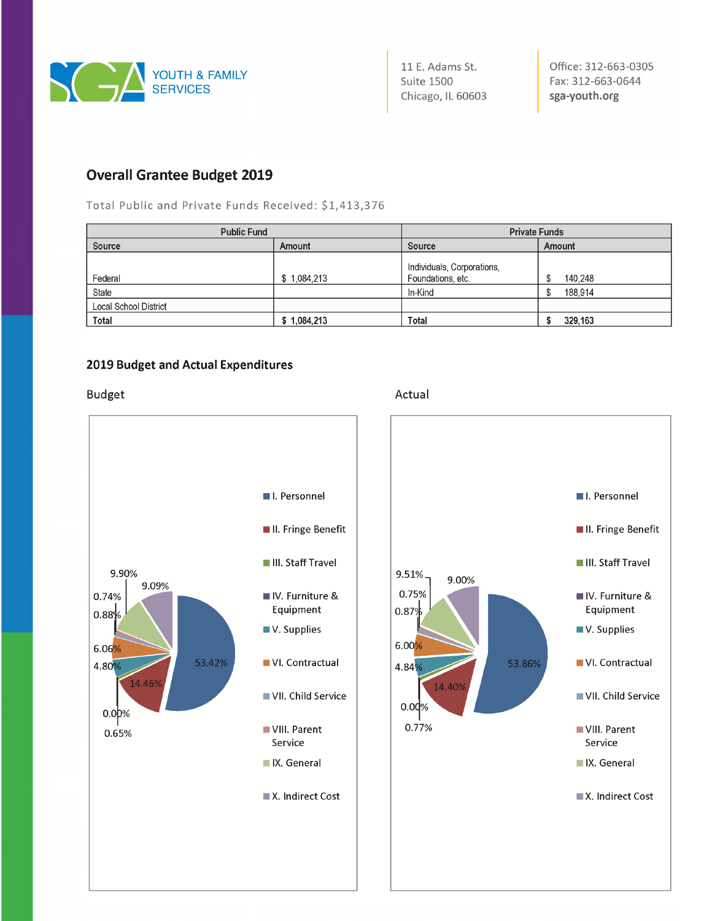YOUTH & FAMILY SERVICES

11 E. Adams St.
Suite 1500
Chicago, IL 60603

Office: 312-663-0305
Fax: 312-663-0644
sga-youth.org

## Overall Grantee Budget 2019

Total Public and Private Funds Received: $1,413,376

| Public Fund | | Private Funds | |
|---|---|---|---|
| **Source** | **Amount** | **Source** | **Amount** |
| Federal | $ 1,084,213 | Individuals, Corporations, Foundations, etc. | $ 140,248 |
| State | | In-Kind | $ 188,914 |
| Local School District | | | |
| **Total** | **$ 1,084,213** | **Total** | **$ 329,163** |

## 2019 Budget and Actual Expenditures

### Budget

| Category | Budget |
|---|---|
| I. Personnel | 53.42% |
| II. Fringe Benefit | 14.46% |
| III. Staff Travel | 0.65% |
| IV. Furniture & Equipment | 0.00% |
| V. Supplies | 4.80% |
| VI. Contractual | 6.06% |
| VII. Child Service | 0.88% |
| VIII. Parent Service | 0.74% |
| IX. General | 9.90% |
| X. Indirect Cost | 9.09% |

### Actual

| Category | Actual |
|---|---|
| I. Personnel | 53.86% |
| II. Fringe Benefit | 14.40% |
| III. Staff Travel | 0.77% |
| IV. Furniture & Equipment | 0.00% |
| V. Supplies | 4.84% |
| VI. Contractual | 6.00% |
| VII. Child Service | 0.87% |
| VIII. Parent Service | 0.75% |
| IX. General | 9.51% |
| X. Indirect Cost | 9.00% |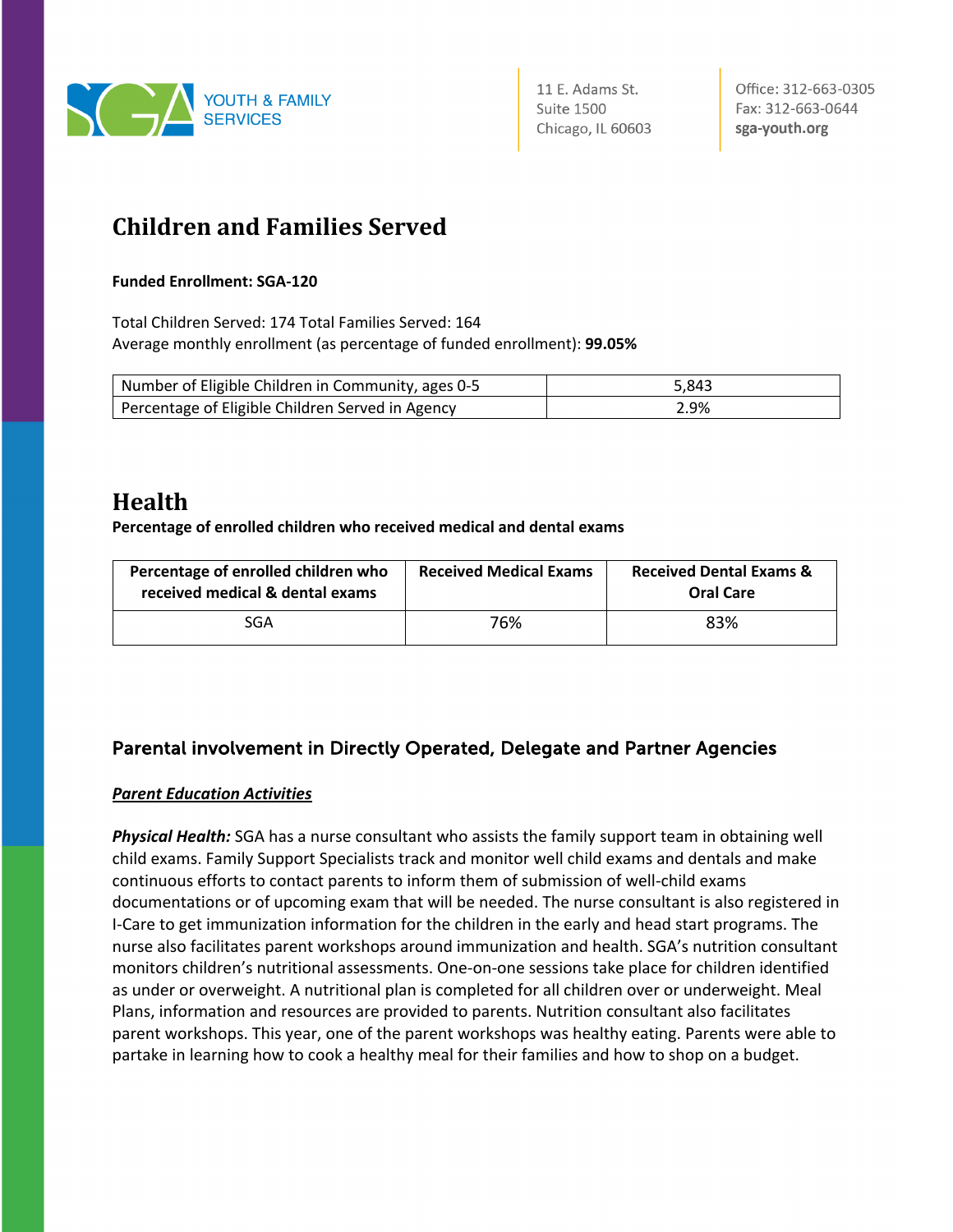# Children and Families Served

**Funded Enrollment: SGA-120**

Total Children Served: 174 Total Families Served: 164
Average monthly enrollment (as percentage of funded enrollment): **99.05%**

| Number of Eligible Children in Community, ages 0-5 | 5,843 |
|---|---|
| Percentage of Eligible Children Served in Agency | 2.9% |

# Health

**Percentage of enrolled children who received medical and dental exams**

| Percentage of enrolled children who received medical & dental exams | Received Medical Exams | Received Dental Exams & Oral Care |
|---|---|---|
| SGA | 76% | 83% |

## Parental involvement in Directly Operated, Delegate and Partner Agencies

***Parent Education Activities***

***Physical Health:*** SGA has a nurse consultant who assists the family support team in obtaining well child exams. Family Support Specialists track and monitor well child exams and dentals and make continuous efforts to contact parents to inform them of submission of well-child exams documentations or of upcoming exam that will be needed. The nurse consultant is also registered in I-Care to get immunization information for the children in the early and head start programs. The nurse also facilitates parent workshops around immunization and health. SGA's nutrition consultant monitors children's nutritional assessments. One-on-one sessions take place for children identified as under or overweight. A nutritional plan is completed for all children over or underweight. Meal Plans, information and resources are provided to parents. Nutrition consultant also facilitates parent workshops. This year, one of the parent workshops was healthy eating. Parents were able to partake in learning how to cook a healthy meal for their families and how to shop on a budget.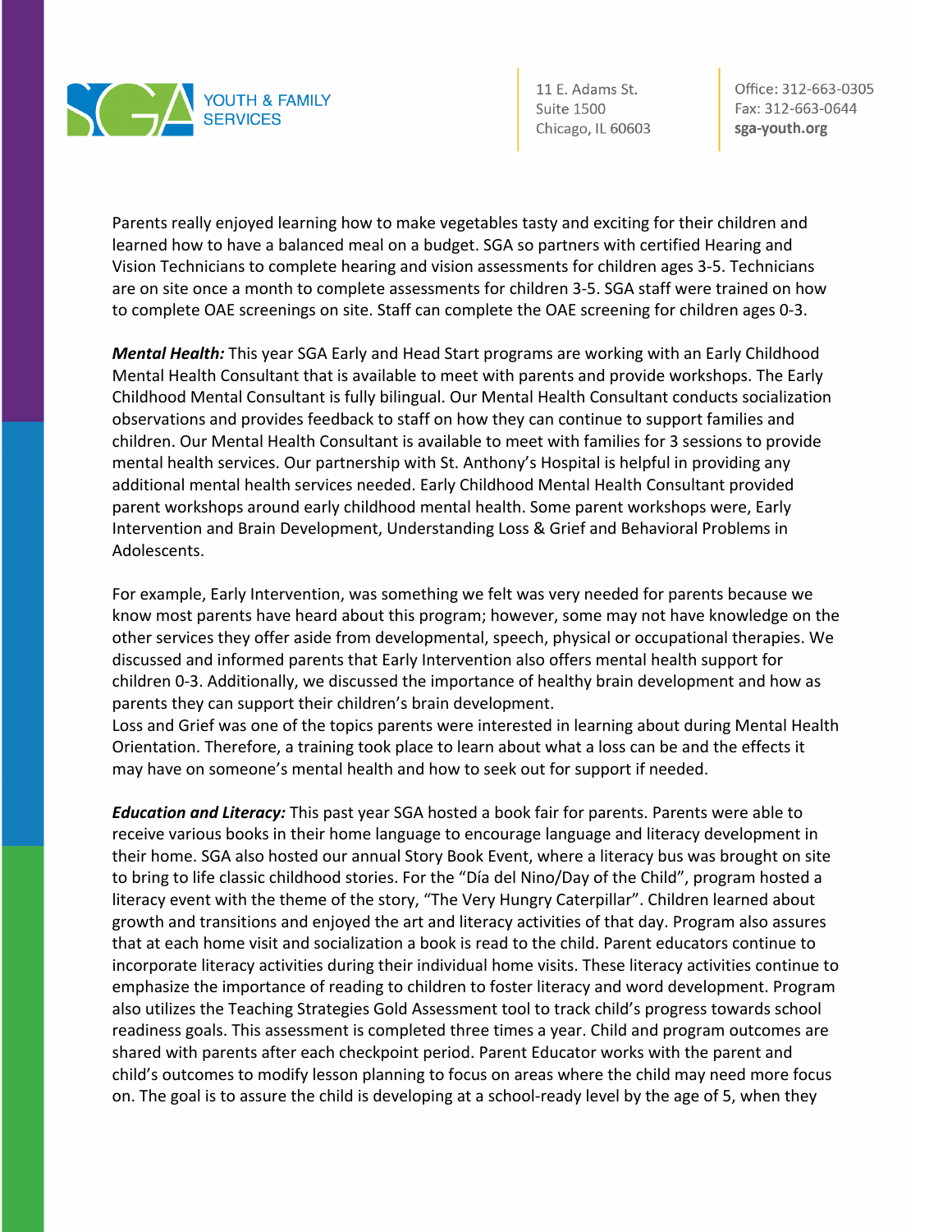Parents really enjoyed learning how to make vegetables tasty and exciting for their children and learned how to have a balanced meal on a budget. SGA so partners with certified Hearing and Vision Technicians to complete hearing and vision assessments for children ages 3-5. Technicians are on site once a month to complete assessments for children 3-5. SGA staff were trained on how to complete OAE screenings on site. Staff can complete the OAE screening for children ages 0-3.

***Mental Health:*** This year SGA Early and Head Start programs are working with an Early Childhood Mental Health Consultant that is available to meet with parents and provide workshops. The Early Childhood Mental Consultant is fully bilingual. Our Mental Health Consultant conducts socialization observations and provides feedback to staff on how they can continue to support families and children. Our Mental Health Consultant is available to meet with families for 3 sessions to provide mental health services. Our partnership with St. Anthony's Hospital is helpful in providing any additional mental health services needed. Early Childhood Mental Health Consultant provided parent workshops around early childhood mental health. Some parent workshops were, Early Intervention and Brain Development, Understanding Loss & Grief and Behavioral Problems in Adolescents.

For example, Early Intervention, was something we felt was very needed for parents because we know most parents have heard about this program; however, some may not have knowledge on the other services they offer aside from developmental, speech, physical or occupational therapies. We discussed and informed parents that Early Intervention also offers mental health support for children 0-3. Additionally, we discussed the importance of healthy brain development and how as parents they can support their children's brain development.
Loss and Grief was one of the topics parents were interested in learning about during Mental Health Orientation. Therefore, a training took place to learn about what a loss can be and the effects it may have on someone's mental health and how to seek out for support if needed.

***Education and Literacy:*** This past year SGA hosted a book fair for parents. Parents were able to receive various books in their home language to encourage language and literacy development in their home. SGA also hosted our annual Story Book Event, where a literacy bus was brought on site to bring to life classic childhood stories. For the "Día del Nino/Day of the Child", program hosted a literacy event with the theme of the story, "The Very Hungry Caterpillar". Children learned about growth and transitions and enjoyed the art and literacy activities of that day. Program also assures that at each home visit and socialization a book is read to the child. Parent educators continue to incorporate literacy activities during their individual home visits. These literacy activities continue to emphasize the importance of reading to children to foster literacy and word development. Program also utilizes the Teaching Strategies Gold Assessment tool to track child's progress towards school readiness goals. This assessment is completed three times a year. Child and program outcomes are shared with parents after each checkpoint period. Parent Educator works with the parent and child's outcomes to modify lesson planning to focus on areas where the child may need more focus on. The goal is to assure the child is developing at a school-ready level by the age of 5, when they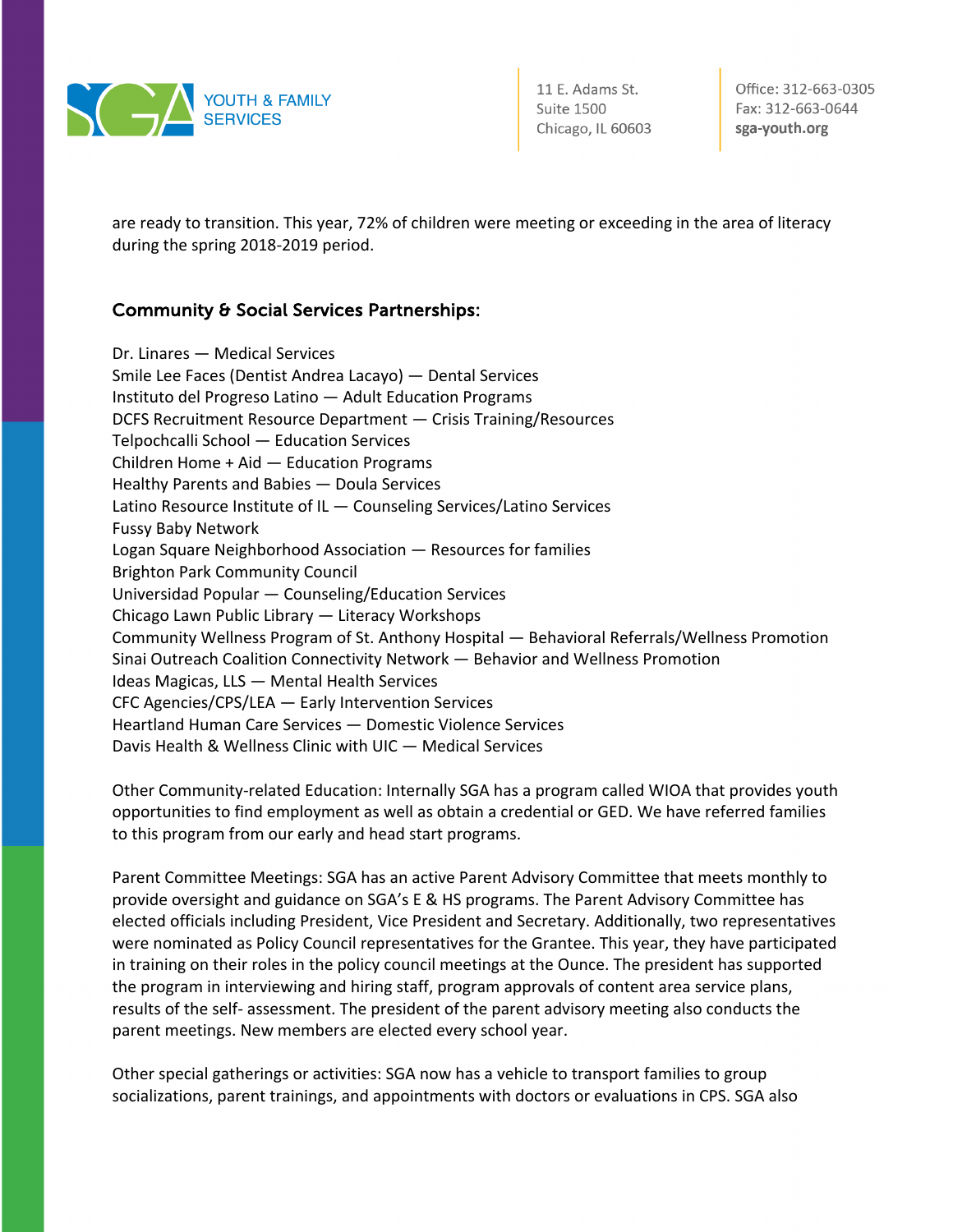are ready to transition. This year, 72% of children were meeting or exceeding in the area of literacy during the spring 2018-2019 period.

## Community & Social Services Partnerships:

Dr. Linares — Medical Services
Smile Lee Faces (Dentist Andrea Lacayo) — Dental Services
Instituto del Progreso Latino — Adult Education Programs
DCFS Recruitment Resource Department — Crisis Training/Resources
Telpochcalli School — Education Services
Children Home + Aid — Education Programs
Healthy Parents and Babies — Doula Services
Latino Resource Institute of IL — Counseling Services/Latino Services
Fussy Baby Network
Logan Square Neighborhood Association — Resources for families
Brighton Park Community Council
Universidad Popular — Counseling/Education Services
Chicago Lawn Public Library — Literacy Workshops
Community Wellness Program of St. Anthony Hospital — Behavioral Referrals/Wellness Promotion
Sinai Outreach Coalition Connectivity Network — Behavior and Wellness Promotion
Ideas Magicas, LLS — Mental Health Services
CFC Agencies/CPS/LEA — Early Intervention Services
Heartland Human Care Services — Domestic Violence Services
Davis Health & Wellness Clinic with UIC — Medical Services

Other Community-related Education: Internally SGA has a program called WIOA that provides youth opportunities to find employment as well as obtain a credential or GED. We have referred families to this program from our early and head start programs.

Parent Committee Meetings: SGA has an active Parent Advisory Committee that meets monthly to provide oversight and guidance on SGA's E & HS programs. The Parent Advisory Committee has elected officials including President, Vice President and Secretary. Additionally, two representatives were nominated as Policy Council representatives for the Grantee. This year, they have participated in training on their roles in the policy council meetings at the Ounce. The president has supported the program in interviewing and hiring staff, program approvals of content area service plans, results of the self- assessment. The president of the parent advisory meeting also conducts the parent meetings. New members are elected every school year.

Other special gatherings or activities: SGA now has a vehicle to transport families to group socializations, parent trainings, and appointments with doctors or evaluations in CPS. SGA also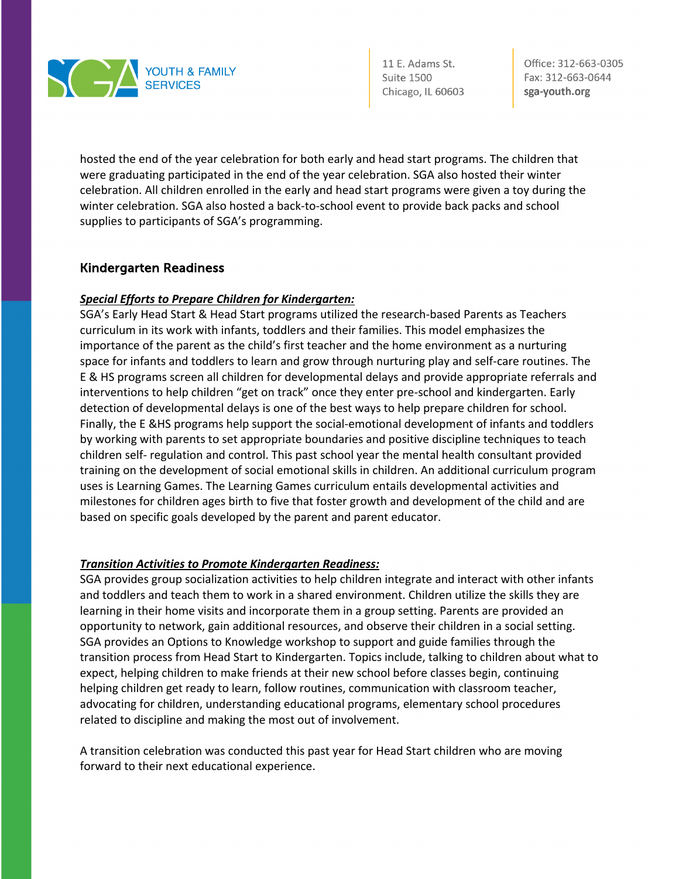hosted the end of the year celebration for both early and head start programs. The children that were graduating participated in the end of the year celebration. SGA also hosted their winter celebration. All children enrolled in the early and head start programs were given a toy during the winter celebration. SGA also hosted a back-to-school event to provide back packs and school supplies to participants of SGA's programming.

## Kindergarten Readiness

***Special Efforts to Prepare Children for Kindergarten:***

SGA's Early Head Start & Head Start programs utilized the research-based Parents as Teachers curriculum in its work with infants, toddlers and their families. This model emphasizes the importance of the parent as the child's first teacher and the home environment as a nurturing space for infants and toddlers to learn and grow through nurturing play and self-care routines. The E & HS programs screen all children for developmental delays and provide appropriate referrals and interventions to help children "get on track" once they enter pre-school and kindergarten. Early detection of developmental delays is one of the best ways to help prepare children for school. Finally, the E &HS programs help support the social-emotional development of infants and toddlers by working with parents to set appropriate boundaries and positive discipline techniques to teach children self- regulation and control. This past school year the mental health consultant provided training on the development of social emotional skills in children. An additional curriculum program uses is Learning Games. The Learning Games curriculum entails developmental activities and milestones for children ages birth to five that foster growth and development of the child and are based on specific goals developed by the parent and parent educator.

***Transition Activities to Promote Kindergarten Readiness:***

SGA provides group socialization activities to help children integrate and interact with other infants and toddlers and teach them to work in a shared environment. Children utilize the skills they are learning in their home visits and incorporate them in a group setting. Parents are provided an opportunity to network, gain additional resources, and observe their children in a social setting. SGA provides an Options to Knowledge workshop to support and guide families through the transition process from Head Start to Kindergarten. Topics include, talking to children about what to expect, helping children to make friends at their new school before classes begin, continuing helping children get ready to learn, follow routines, communication with classroom teacher, advocating for children, understanding educational programs, elementary school procedures related to discipline and making the most out of involvement.

A transition celebration was conducted this past year for Head Start children who are moving forward to their next educational experience.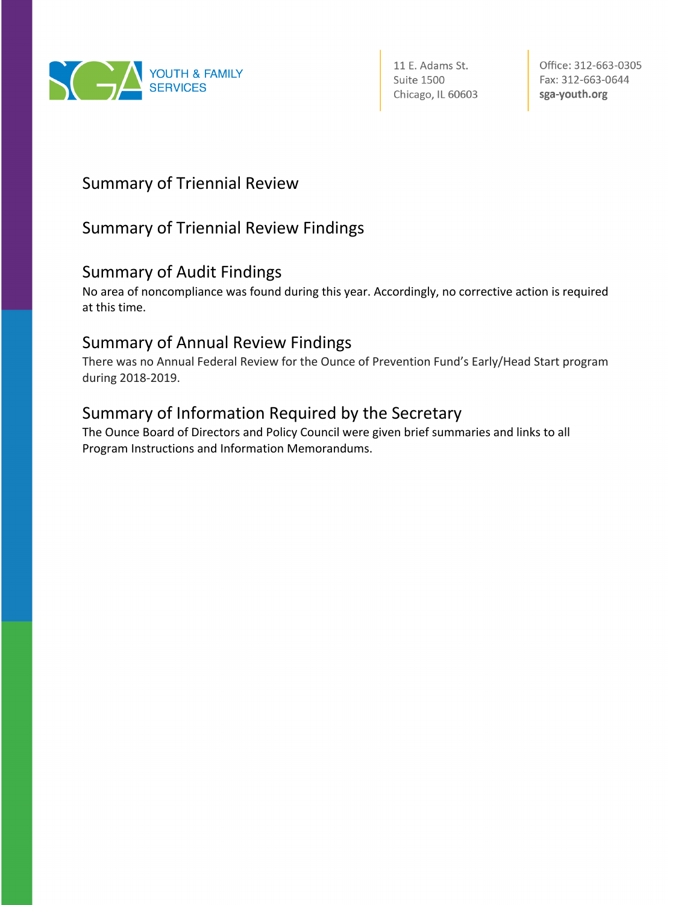## Summary of Triennial Review

## Summary of Triennial Review Findings

## Summary of Audit Findings

No area of noncompliance was found during this year. Accordingly, no corrective action is required at this time.

## Summary of Annual Review Findings

There was no Annual Federal Review for the Ounce of Prevention Fund's Early/Head Start program during 2018-2019.

## Summary of Information Required by the Secretary

The Ounce Board of Directors and Policy Council were given brief summaries and links to all Program Instructions and Information Memorandums.